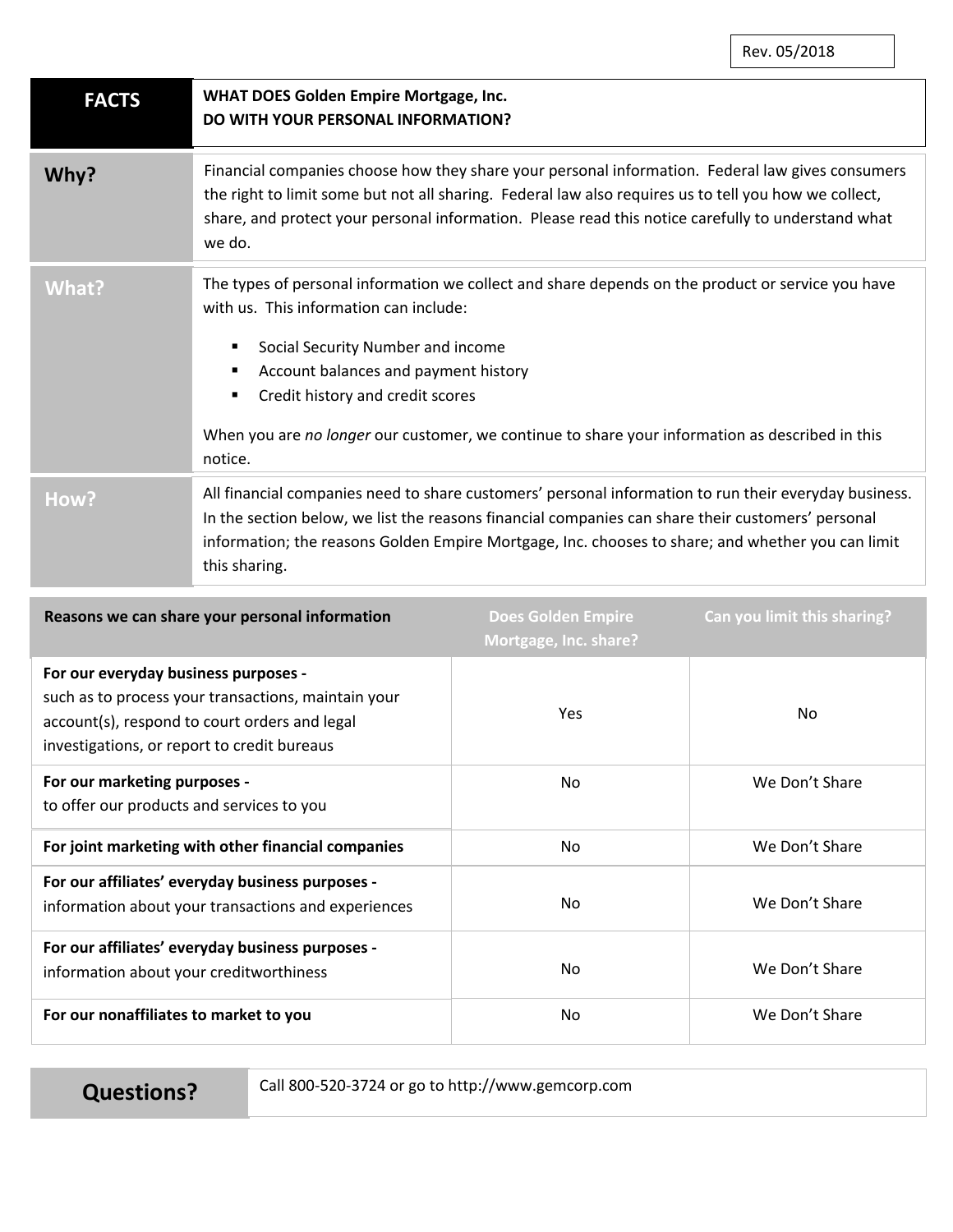Rev. 05/2018

| FACTS | WHAT DOES Golden Empire Mortgage, Inc. DO WITH YOUR PERSONAL INFORMATION? |
|---|---|
| **Why?** | Financial companies choose how they share your personal information. Federal law gives consumers the right to limit some but not all sharing. Federal law also requires us to tell you how we collect, share, and protect your personal information. Please read this notice carefully to understand what we do. |
| **What?** | The types of personal information we collect and share depends on the product or service you have with us. This information can include:<br>▪ Social Security Number and income<br>▪ Account balances and payment history<br>▪ Credit history and credit scores<br><br>When you are *no longer* our customer, we continue to share your information as described in this notice. |
| **How?** | All financial companies need to share customers' personal information to run their everyday business. In the section below, we list the reasons financial companies can share their customers' personal information; the reasons Golden Empire Mortgage, Inc. chooses to share; and whether you can limit this sharing. |

| Reasons we can share your personal information | Does Golden Empire Mortgage, Inc. share? | Can you limit this sharing? |
|---|---|---|
| **For our everyday business purposes -** such as to process your transactions, maintain your account(s), respond to court orders and legal investigations, or report to credit bureaus | Yes | No |
| **For our marketing purposes -** to offer our products and services to you | No | We Don't Share |
| **For joint marketing with other financial companies** | No | We Don't Share |
| **For our affiliates' everyday business purposes -** information about your transactions and experiences | No | We Don't Share |
| **For our affiliates' everyday business purposes -** information about your creditworthiness | No | We Don't Share |
| **For our nonaffiliates to market to you** | No | We Don't Share |

| Questions? | Call 800-520-3724 or go to http://www.gemcorp.com |
|---|---|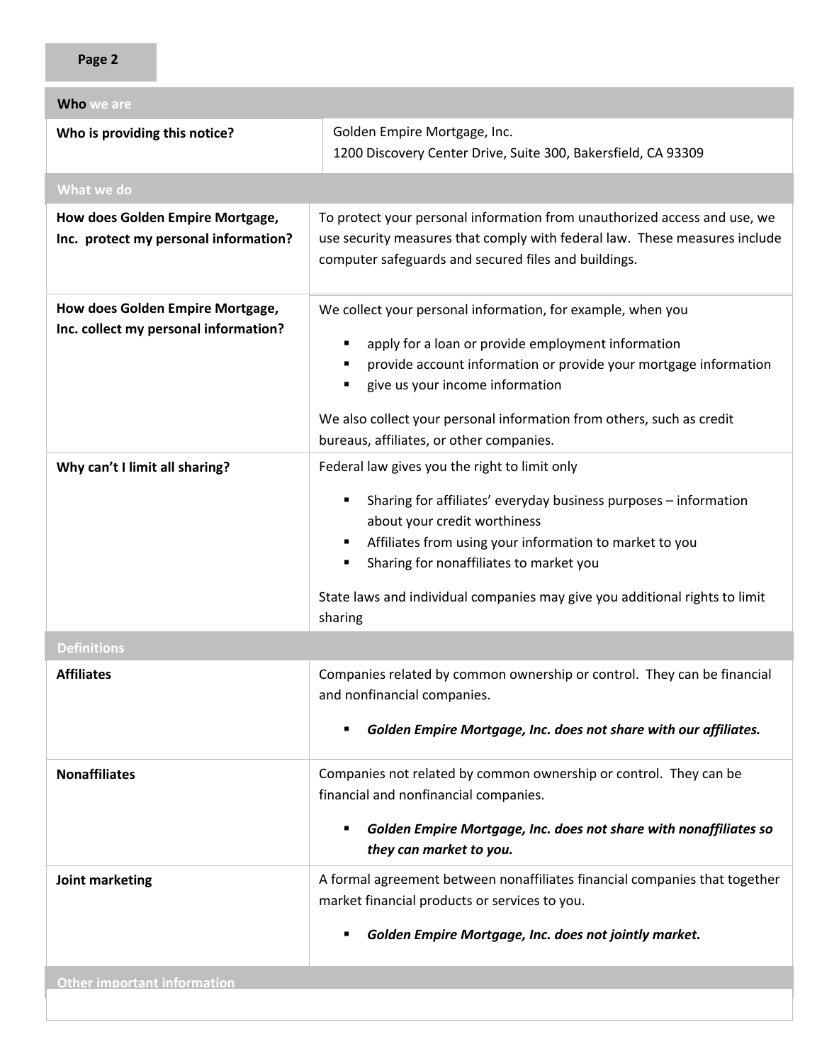| Who we are | |
|---|---|
| **Who is providing this notice?** | Golden Empire Mortgage, Inc.<br>1200 Discovery Center Drive, Suite 300, Bakersfield, CA 93309 |

| What we do | |
|---|---|
| **How does Golden Empire Mortgage, Inc. protect my personal information?** | To protect your personal information from unauthorized access and use, we use security measures that comply with federal law. These measures include computer safeguards and secured files and buildings. |
| **How does Golden Empire Mortgage, Inc. collect my personal information?** | We collect your personal information, for example, when you<br>▪ apply for a loan or provide employment information<br>▪ provide account information or provide your mortgage information<br>▪ give us your income information<br><br>We also collect your personal information from others, such as credit bureaus, affiliates, or other companies. |
| **Why can't I limit all sharing?** | Federal law gives you the right to limit only<br>▪ Sharing for affiliates' everyday business purposes – information about your credit worthiness<br>▪ Affiliates from using your information to market to you<br>▪ Sharing for nonaffiliates to market you<br><br>State laws and individual companies may give you additional rights to limit sharing |

| Definitions | |
|---|---|
| **Affiliates** | Companies related by common ownership or control. They can be financial and nonfinancial companies.<br>▪ ***Golden Empire Mortgage, Inc. does not share with our affiliates.*** |
| **Nonaffiliates** | Companies not related by common ownership or control. They can be financial and nonfinancial companies.<br>▪ ***Golden Empire Mortgage, Inc. does not share with nonaffiliates so they can market to you.*** |
| **Joint marketing** | A formal agreement between nonaffiliates financial companies that together market financial products or services to you.<br>▪ ***Golden Empire Mortgage, Inc. does not jointly market.*** |

| Other important information |
|---|
| |